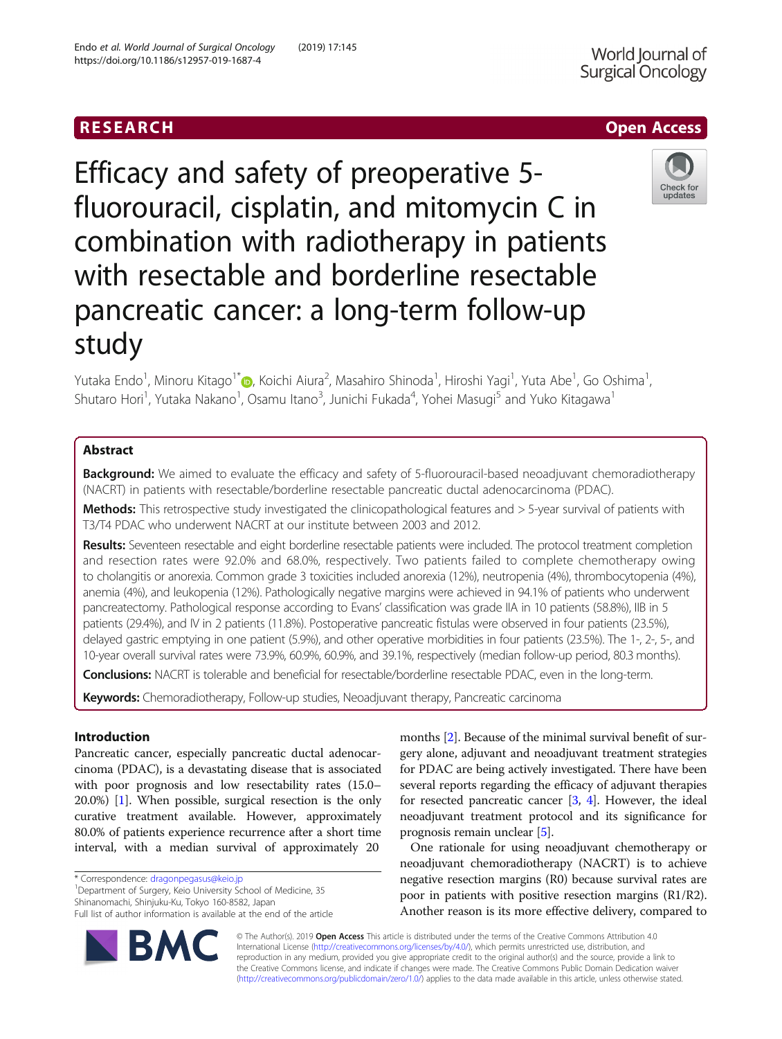RESEARCH

Open Access

# Efficacy and safety of preoperative 5-fluorouracil, cisplatin, and mitomycin C in combination with radiotherapy in patients with resectable and borderline resectable pancreatic cancer: a long-term follow-up study

Yutaka Endo[1], Minoru Kitago[1*], Koichi Aiura[2], Masahiro Shinoda[1], Hiroshi Yagi[1], Yuta Abe[1], Go Oshima[1], Shutaro Hori[1], Yutaka Nakano[1], Osamu Itano[3], Junichi Fukada[4], Yohei Masugi[5] and Yuko Kitagawa[1]

## Abstract

**Background:** We aimed to evaluate the efficacy and safety of 5-fluorouracil-based neoadjuvant chemoradiotherapy (NACRT) in patients with resectable/borderline resectable pancreatic ductal adenocarcinoma (PDAC).

**Methods:** This retrospective study investigated the clinicopathological features and > 5-year survival of patients with T3/T4 PDAC who underwent NACRT at our institute between 2003 and 2012.

**Results:** Seventeen resectable and eight borderline resectable patients were included. The protocol treatment completion and resection rates were 92.0% and 68.0%, respectively. Two patients failed to complete chemotherapy owing to cholangitis or anorexia. Common grade 3 toxicities included anorexia (12%), neutropenia (4%), thrombocytopenia (4%), anemia (4%), and leukopenia (12%). Pathologically negative margins were achieved in 94.1% of patients who underwent pancreatectomy. Pathological response according to Evans' classification was grade IIA in 10 patients (58.8%), IIB in 5 patients (29.4%), and IV in 2 patients (11.8%). Postoperative pancreatic fistulas were observed in four patients (23.5%), delayed gastric emptying in one patient (5.9%), and other operative morbidities in four patients (23.5%). The 1-, 2-, 5-, and 10-year overall survival rates were 73.9%, 60.9%, 60.9%, and 39.1%, respectively (median follow-up period, 80.3 months).

**Conclusions:** NACRT is tolerable and beneficial for resectable/borderline resectable PDAC, even in the long-term.

**Keywords:** Chemoradiotherapy, Follow-up studies, Neoadjuvant therapy, Pancreatic carcinoma

## Introduction

Pancreatic cancer, especially pancreatic ductal adenocarcinoma (PDAC), is a devastating disease that is associated with poor prognosis and low resectability rates (15.0–20.0%) [1]. When possible, surgical resection is the only curative treatment available. However, approximately 80.0% of patients experience recurrence after a short time interval, with a median survival of approximately 20 months [2]. Because of the minimal survival benefit of surgery alone, adjuvant and neoadjuvant treatment strategies for PDAC are being actively investigated. There have been several reports regarding the efficacy of adjuvant therapies for resected pancreatic cancer [3, 4]. However, the ideal neoadjuvant treatment protocol and its significance for prognosis remain unclear [5].

One rationale for using neoadjuvant chemotherapy or neoadjuvant chemoradiotherapy (NACRT) is to achieve negative resection margins (R0) because survival rates are poor in patients with positive resection margins (R1/R2). Another reason is its more effective delivery, compared to

* Correspondence: dragonpegasus@keio.jp
[1]Department of Surgery, Keio University School of Medicine, 35 Shinanomachi, Shinjuku-Ku, Tokyo 160-8582, Japan
Full list of author information is available at the end of the article

© The Author(s). 2019 **Open Access** This article is distributed under the terms of the Creative Commons Attribution 4.0 International License (http://creativecommons.org/licenses/by/4.0/), which permits unrestricted use, distribution, and reproduction in any medium, provided you give appropriate credit to the original author(s) and the source, provide a link to the Creative Commons license, and indicate if changes were made. The Creative Commons Public Domain Dedication waiver (http://creativecommons.org/publicdomain/zero/1.0/) applies to the data made available in this article, unless otherwise stated.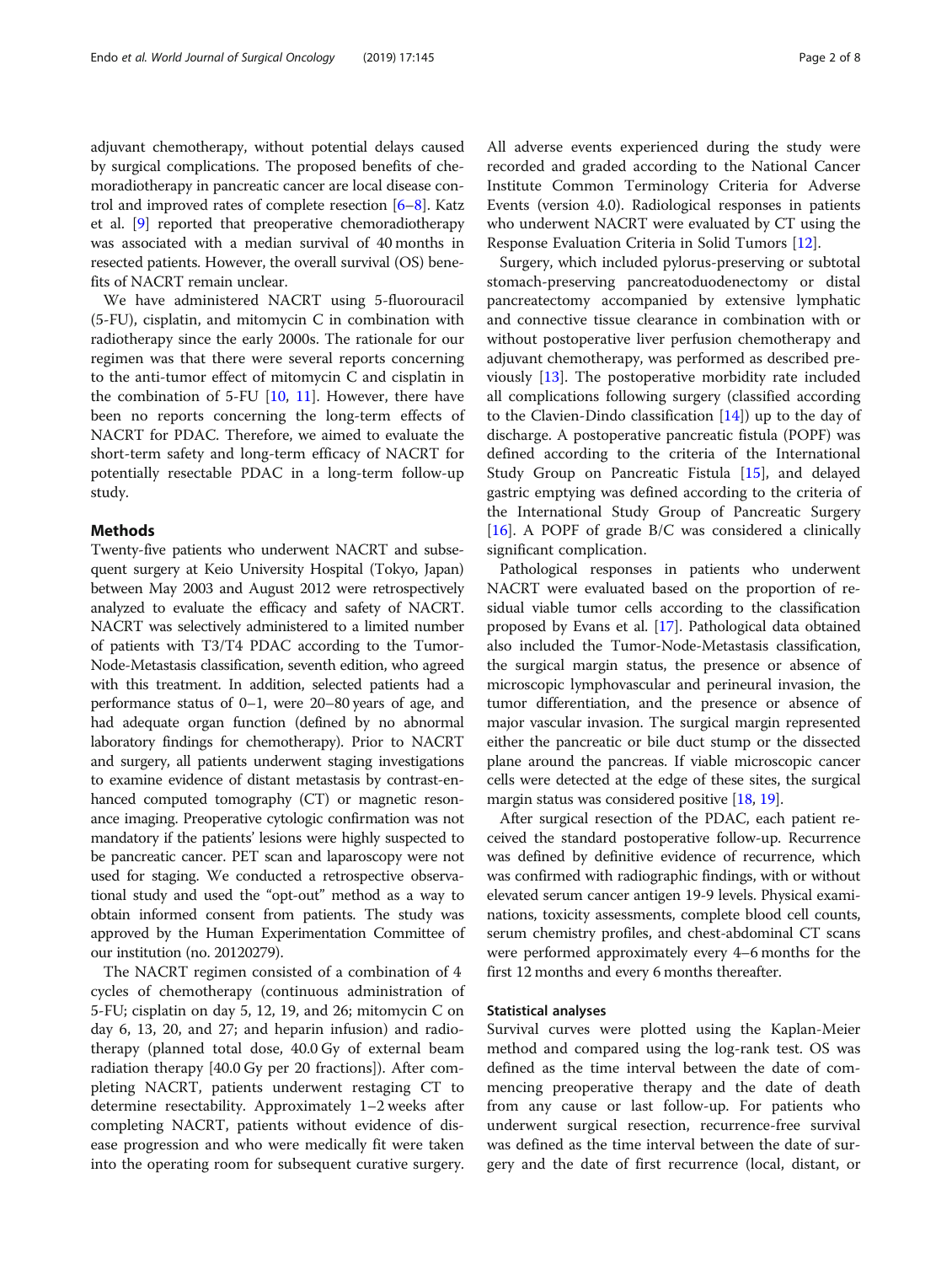adjuvant chemotherapy, without potential delays caused by surgical complications. The proposed benefits of chemoradiotherapy in pancreatic cancer are local disease control and improved rates of complete resection [6–8]. Katz et al. [9] reported that preoperative chemoradiotherapy was associated with a median survival of 40 months in resected patients. However, the overall survival (OS) benefits of NACRT remain unclear.

We have administered NACRT using 5-fluorouracil (5-FU), cisplatin, and mitomycin C in combination with radiotherapy since the early 2000s. The rationale for our regimen was that there were several reports concerning to the anti-tumor effect of mitomycin C and cisplatin in the combination of 5-FU [10, 11]. However, there have been no reports concerning the long-term effects of NACRT for PDAC. Therefore, we aimed to evaluate the short-term safety and long-term efficacy of NACRT for potentially resectable PDAC in a long-term follow-up study.

## Methods

Twenty-five patients who underwent NACRT and subsequent surgery at Keio University Hospital (Tokyo, Japan) between May 2003 and August 2012 were retrospectively analyzed to evaluate the efficacy and safety of NACRT. NACRT was selectively administered to a limited number of patients with T3/T4 PDAC according to the Tumor-Node-Metastasis classification, seventh edition, who agreed with this treatment. In addition, selected patients had a performance status of 0–1, were 20–80 years of age, and had adequate organ function (defined by no abnormal laboratory findings for chemotherapy). Prior to NACRT and surgery, all patients underwent staging investigations to examine evidence of distant metastasis by contrast-enhanced computed tomography (CT) or magnetic resonance imaging. Preoperative cytologic confirmation was not mandatory if the patients' lesions were highly suspected to be pancreatic cancer. PET scan and laparoscopy were not used for staging. We conducted a retrospective observational study and used the "opt-out" method as a way to obtain informed consent from patients. The study was approved by the Human Experimentation Committee of our institution (no. 20120279).

The NACRT regimen consisted of a combination of 4 cycles of chemotherapy (continuous administration of 5-FU; cisplatin on day 5, 12, 19, and 26; mitomycin C on day 6, 13, 20, and 27; and heparin infusion) and radiotherapy (planned total dose, 40.0 Gy of external beam radiation therapy [40.0 Gy per 20 fractions]). After completing NACRT, patients underwent restaging CT to determine resectability. Approximately 1–2 weeks after completing NACRT, patients without evidence of disease progression and who were medically fit were taken into the operating room for subsequent curative surgery. All adverse events experienced during the study were recorded and graded according to the National Cancer Institute Common Terminology Criteria for Adverse Events (version 4.0). Radiological responses in patients who underwent NACRT were evaluated by CT using the Response Evaluation Criteria in Solid Tumors [12].

Surgery, which included pylorus-preserving or subtotal stomach-preserving pancreatoduodenectomy or distal pancreatectomy accompanied by extensive lymphatic and connective tissue clearance in combination with or without postoperative liver perfusion chemotherapy and adjuvant chemotherapy, was performed as described previously [13]. The postoperative morbidity rate included all complications following surgery (classified according to the Clavien-Dindo classification [14]) up to the day of discharge. A postoperative pancreatic fistula (POPF) was defined according to the criteria of the International Study Group on Pancreatic Fistula [15], and delayed gastric emptying was defined according to the criteria of the International Study Group of Pancreatic Surgery [16]. A POPF of grade B/C was considered a clinically significant complication.

Pathological responses in patients who underwent NACRT were evaluated based on the proportion of residual viable tumor cells according to the classification proposed by Evans et al. [17]. Pathological data obtained also included the Tumor-Node-Metastasis classification, the surgical margin status, the presence or absence of microscopic lymphovascular and perineural invasion, the tumor differentiation, and the presence or absence of major vascular invasion. The surgical margin represented either the pancreatic or bile duct stump or the dissected plane around the pancreas. If viable microscopic cancer cells were detected at the edge of these sites, the surgical margin status was considered positive [18, 19].

After surgical resection of the PDAC, each patient received the standard postoperative follow-up. Recurrence was defined by definitive evidence of recurrence, which was confirmed with radiographic findings, with or without elevated serum cancer antigen 19-9 levels. Physical examinations, toxicity assessments, complete blood cell counts, serum chemistry profiles, and chest-abdominal CT scans were performed approximately every 4–6 months for the first 12 months and every 6 months thereafter.

### Statistical analyses

Survival curves were plotted using the Kaplan-Meier method and compared using the log-rank test. OS was defined as the time interval between the date of commencing preoperative therapy and the date of death from any cause or last follow-up. For patients who underwent surgical resection, recurrence-free survival was defined as the time interval between the date of surgery and the date of first recurrence (local, distant, or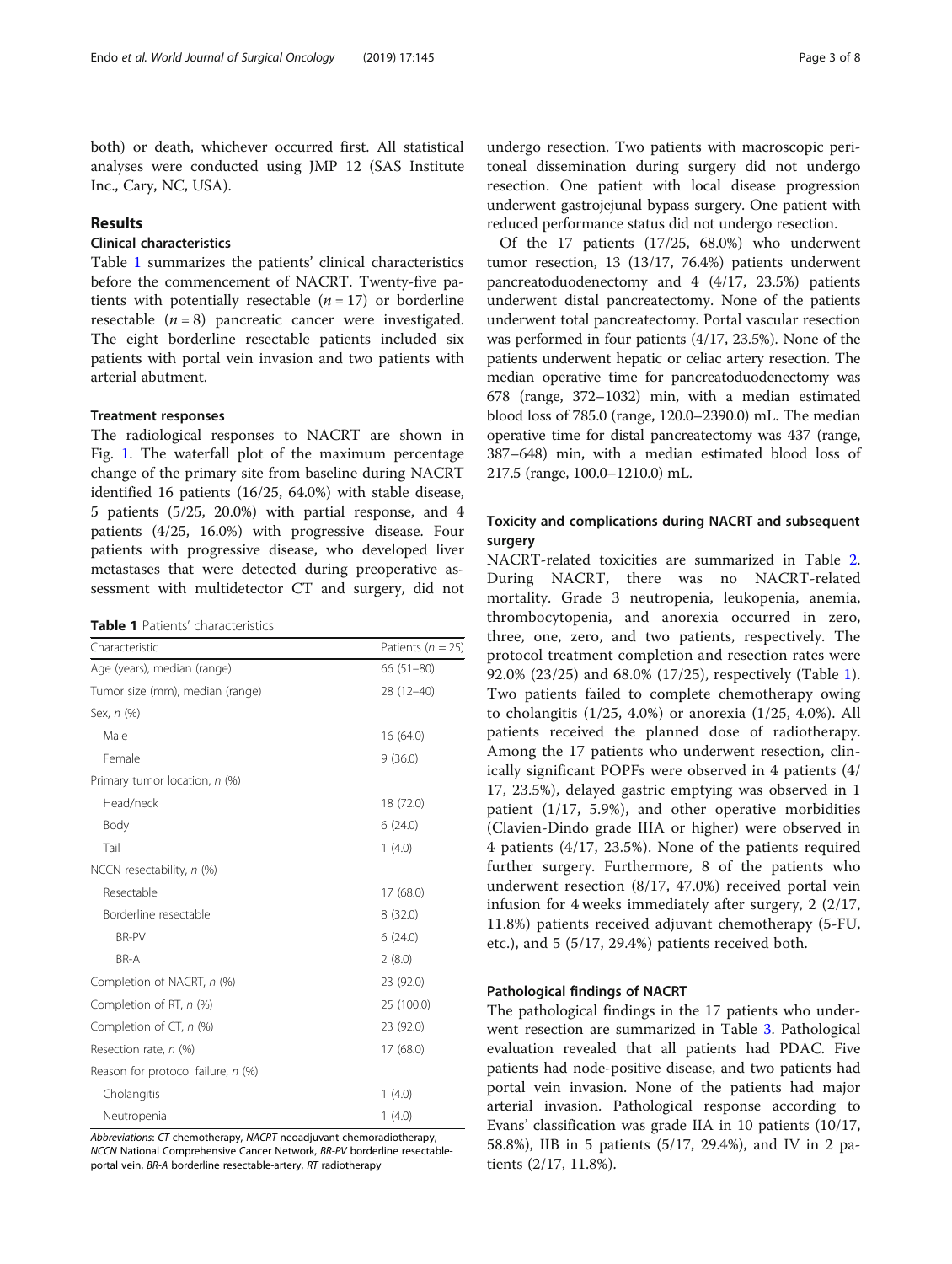both) or death, whichever occurred first. All statistical analyses were conducted using JMP 12 (SAS Institute Inc., Cary, NC, USA).

## Results

### Clinical characteristics

Table 1 summarizes the patients' clinical characteristics before the commencement of NACRT. Twenty-five patients with potentially resectable ($n = 17$) or borderline resectable ($n = 8$) pancreatic cancer were investigated. The eight borderline resectable patients included six patients with portal vein invasion and two patients with arterial abutment.

### Treatment responses

The radiological responses to NACRT are shown in Fig. 1. The waterfall plot of the maximum percentage change of the primary site from baseline during NACRT identified 16 patients (16/25, 64.0%) with stable disease, 5 patients (5/25, 20.0%) with partial response, and 4 patients (4/25, 16.0%) with progressive disease. Four patients with progressive disease, who developed liver metastases that were detected during preoperative assessment with multidetector CT and surgery, did not undergo resection. Two patients with macroscopic peritoneal dissemination during surgery did not undergo resection. One patient with local disease progression underwent gastrojejunal bypass surgery. One patient with reduced performance status did not undergo resection.

**Table 1** Patients' characteristics

| Characteristic | Patients ($n = 25$) |
|---|---|
| Age (years), median (range) | 66 (51–80) |
| Tumor size (mm), median (range) | 28 (12–40) |
| Sex, *n* (%) | |
| Male | 16 (64.0) |
| Female | 9 (36.0) |
| Primary tumor location, *n* (%) | |
| Head/neck | 18 (72.0) |
| Body | 6 (24.0) |
| Tail | 1 (4.0) |
| NCCN resectability, *n* (%) | |
| Resectable | 17 (68.0) |
| Borderline resectable | 8 (32.0) |
| BR-PV | 6 (24.0) |
| BR-A | 2 (8.0) |
| Completion of NACRT, *n* (%) | 23 (92.0) |
| Completion of RT, *n* (%) | 25 (100.0) |
| Completion of CT, *n* (%) | 23 (92.0) |
| Resection rate, *n* (%) | 17 (68.0) |
| Reason for protocol failure, *n* (%) | |
| Cholangitis | 1 (4.0) |
| Neutropenia | 1 (4.0) |

*Abbreviations*: *CT* chemotherapy, *NACRT* neoadjuvant chemoradiotherapy, *NCCN* National Comprehensive Cancer Network, *BR-PV* borderline resectable-portal vein, *BR-A* borderline resectable-artery, *RT* radiotherapy

Of the 17 patients (17/25, 68.0%) who underwent tumor resection, 13 (13/17, 76.4%) patients underwent pancreatoduodenectomy and 4 (4/17, 23.5%) patients underwent distal pancreatectomy. None of the patients underwent total pancreatectomy. Portal vascular resection was performed in four patients (4/17, 23.5%). None of the patients underwent hepatic or celiac artery resection. The median operative time for pancreatoduodenectomy was 678 (range, 372–1032) min, with a median estimated blood loss of 785.0 (range, 120.0–2390.0) mL. The median operative time for distal pancreatectomy was 437 (range, 387–648) min, with a median estimated blood loss of 217.5 (range, 100.0–1210.0) mL.

### Toxicity and complications during NACRT and subsequent surgery

NACRT-related toxicities are summarized in Table 2. During NACRT, there was no NACRT-related mortality. Grade 3 neutropenia, leukopenia, anemia, thrombocytopenia, and anorexia occurred in zero, three, one, zero, and two patients, respectively. The protocol treatment completion and resection rates were 92.0% (23/25) and 68.0% (17/25), respectively (Table 1). Two patients failed to complete chemotherapy owing to cholangitis (1/25, 4.0%) or anorexia (1/25, 4.0%). All patients received the planned dose of radiotherapy. Among the 17 patients who underwent resection, clinically significant POPFs were observed in 4 patients (4/17, 23.5%), delayed gastric emptying was observed in 1 patient (1/17, 5.9%), and other operative morbidities (Clavien-Dindo grade IIIA or higher) were observed in 4 patients (4/17, 23.5%). None of the patients required further surgery. Furthermore, 8 of the patients who underwent resection (8/17, 47.0%) received portal vein infusion for 4 weeks immediately after surgery, 2 (2/17, 11.8%) patients received adjuvant chemotherapy (5-FU, etc.), and 5 (5/17, 29.4%) patients received both.

### Pathological findings of NACRT

The pathological findings in the 17 patients who underwent resection are summarized in Table 3. Pathological evaluation revealed that all patients had PDAC. Five patients had node-positive disease, and two patients had portal vein invasion. None of the patients had major arterial invasion. Pathological response according to Evans' classification was grade IIA in 10 patients (10/17, 58.8%), IIB in 5 patients (5/17, 29.4%), and IV in 2 patients (2/17, 11.8%).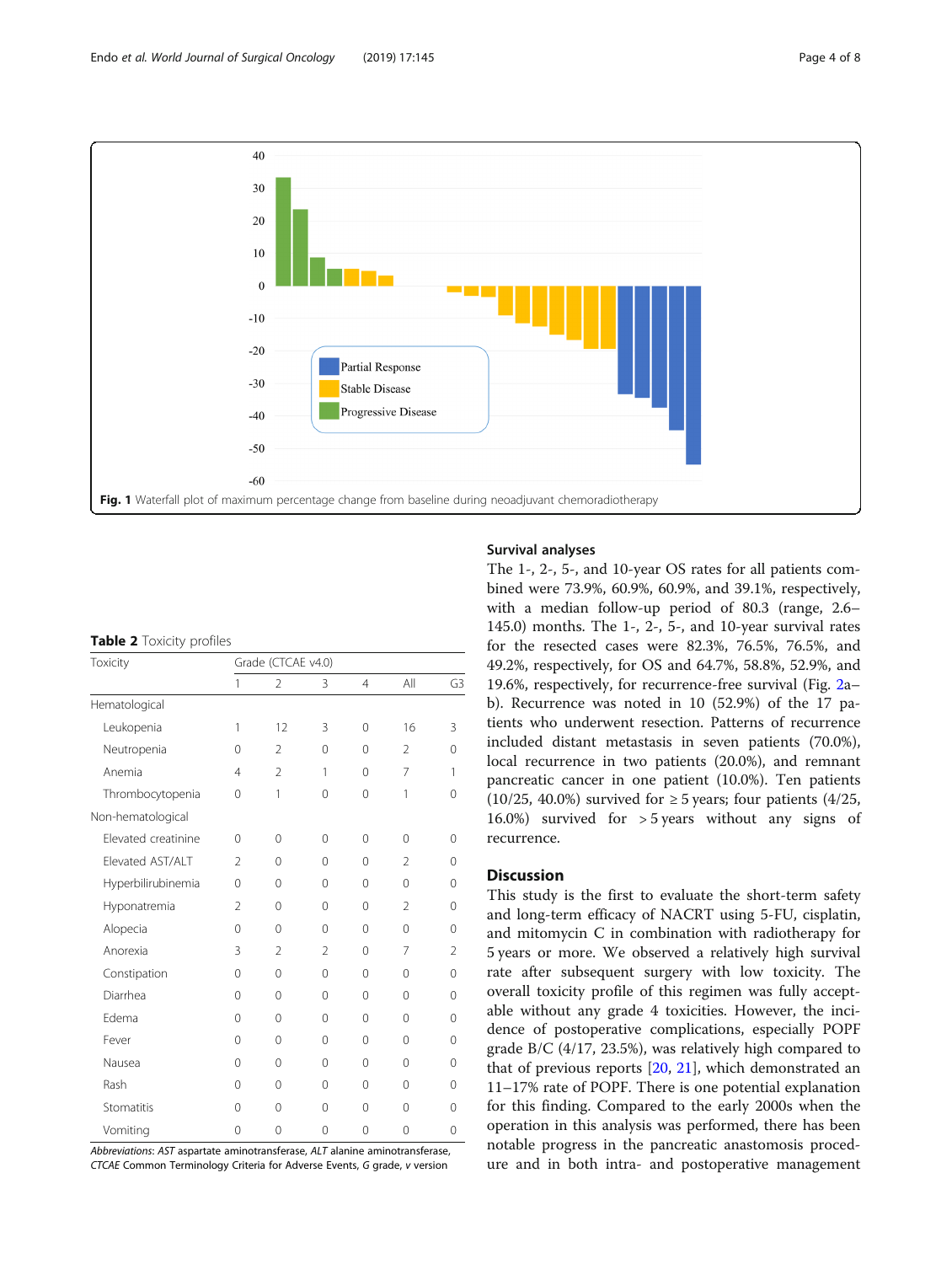Fig. 1 Waterfall plot of maximum percentage change from baseline during neoadjuvant chemoradiotherapy

Table 2 Toxicity profiles

| Toxicity | Grade (CTCAE v4.0) | | | | | |
|---|---|---|---|---|---|---|
| | 1 | 2 | 3 | 4 | All | G3 |
| Hematological | | | | | | |
| Leukopenia | 1 | 12 | 3 | 0 | 16 | 3 |
| Neutropenia | 0 | 2 | 0 | 0 | 2 | 0 |
| Anemia | 4 | 2 | 1 | 0 | 7 | 1 |
| Thrombocytopenia | 0 | 1 | 0 | 0 | 1 | 0 |
| Non-hematological | | | | | | |
| Elevated creatinine | 0 | 0 | 0 | 0 | 0 | 0 |
| Elevated AST/ALT | 2 | 0 | 0 | 0 | 2 | 0 |
| Hyperbilirubinemia | 0 | 0 | 0 | 0 | 0 | 0 |
| Hyponatremia | 2 | 0 | 0 | 0 | 2 | 0 |
| Alopecia | 0 | 0 | 0 | 0 | 0 | 0 |
| Anorexia | 3 | 2 | 2 | 0 | 7 | 2 |
| Constipation | 0 | 0 | 0 | 0 | 0 | 0 |
| Diarrhea | 0 | 0 | 0 | 0 | 0 | 0 |
| Edema | 0 | 0 | 0 | 0 | 0 | 0 |
| Fever | 0 | 0 | 0 | 0 | 0 | 0 |
| Nausea | 0 | 0 | 0 | 0 | 0 | 0 |
| Rash | 0 | 0 | 0 | 0 | 0 | 0 |
| Stomatitis | 0 | 0 | 0 | 0 | 0 | 0 |
| Vomiting | 0 | 0 | 0 | 0 | 0 | 0 |

*Abbreviations*: *AST* aspartate aminotransferase, *ALT* alanine aminotransferase, *CTCAE* Common Terminology Criteria for Adverse Events, *G* grade, *v* version

## Survival analyses

The 1-, 2-, 5-, and 10-year OS rates for all patients combined were 73.9%, 60.9%, 60.9%, and 39.1%, respectively, with a median follow-up period of 80.3 (range, 2.6–145.0) months. The 1-, 2-, 5-, and 10-year survival rates for the resected cases were 82.3%, 76.5%, 76.5%, and 49.2%, respectively, for OS and 64.7%, 58.8%, 52.9%, and 19.6%, respectively, for recurrence-free survival (Fig. 2a–b). Recurrence was noted in 10 (52.9%) of the 17 patients who underwent resection. Patterns of recurrence included distant metastasis in seven patients (70.0%), local recurrence in two patients (20.0%), and remnant pancreatic cancer in one patient (10.0%). Ten patients (10/25, 40.0%) survived for ≥ 5 years; four patients (4/25, 16.0%) survived for > 5 years without any signs of recurrence.

## Discussion

This study is the first to evaluate the short-term safety and long-term efficacy of NACRT using 5-FU, cisplatin, and mitomycin C in combination with radiotherapy for 5 years or more. We observed a relatively high survival rate after subsequent surgery with low toxicity. The overall toxicity profile of this regimen was fully acceptable without any grade 4 toxicities. However, the incidence of postoperative complications, especially POPF grade B/C (4/17, 23.5%), was relatively high compared to that of previous reports [20, 21], which demonstrated an 11–17% rate of POPF. There is one potential explanation for this finding. Compared to the early 2000s when the operation in this analysis was performed, there has been notable progress in the pancreatic anastomosis procedure and in both intra- and postoperative management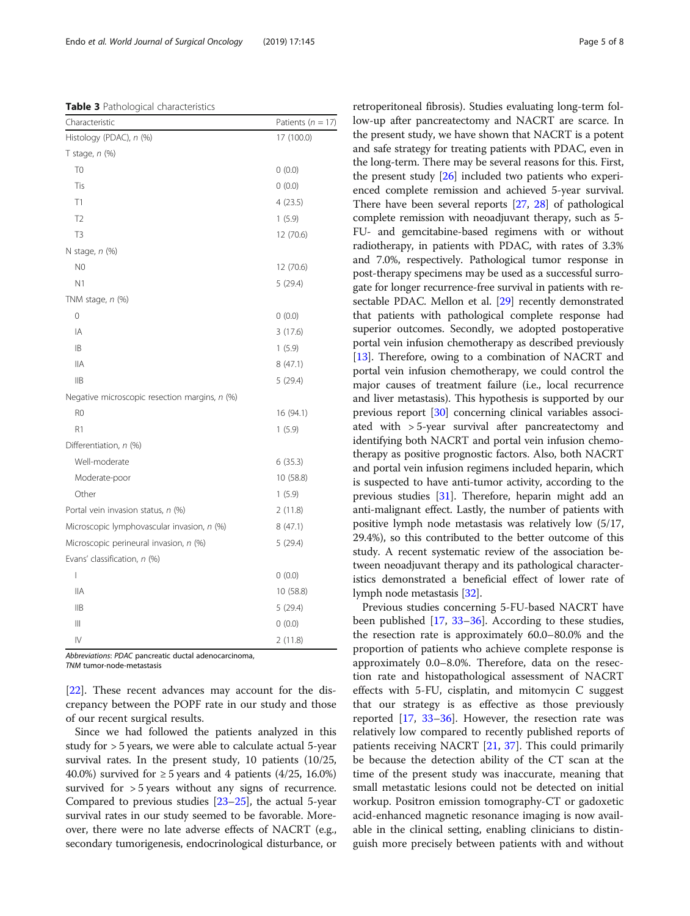**Table 3** Pathological characteristics

| Characteristic | Patients (*n* = 17) |
| --- | --- |
| Histology (PDAC), *n* (%) | 17 (100.0) |
| T stage, *n* (%) | |
| T0 | 0 (0.0) |
| Tis | 0 (0.0) |
| T1 | 4 (23.5) |
| T2 | 1 (5.9) |
| T3 | 12 (70.6) |
| N stage, *n* (%) | |
| N0 | 12 (70.6) |
| N1 | 5 (29.4) |
| TNM stage, *n* (%) | |
| 0 | 0 (0.0) |
| IA | 3 (17.6) |
| IB | 1 (5.9) |
| IIA | 8 (47.1) |
| IIB | 5 (29.4) |
| Negative microscopic resection margins, *n* (%) | |
| R0 | 16 (94.1) |
| R1 | 1 (5.9) |
| Differentiation, *n* (%) | |
| Well-moderate | 6 (35.3) |
| Moderate-poor | 10 (58.8) |
| Other | 1 (5.9) |
| Portal vein invasion status, *n* (%) | 2 (11.8) |
| Microscopic lymphovascular invasion, *n* (%) | 8 (47.1) |
| Microscopic perineural invasion, *n* (%) | 5 (29.4) |
| Evans' classification, *n* (%) | |
| I | 0 (0.0) |
| IIA | 10 (58.8) |
| IIB | 5 (29.4) |
| III | 0 (0.0) |
| IV | 2 (11.8) |

*Abbreviations*: *PDAC* pancreatic ductal adenocarcinoma, *TNM* tumor-node-metastasis

[22]. These recent advances may account for the discrepancy between the POPF rate in our study and those of our recent surgical results.

Since we had followed the patients analyzed in this study for > 5 years, we were able to calculate actual 5-year survival rates. In the present study, 10 patients (10/25, 40.0%) survived for ≥ 5 years and 4 patients (4/25, 16.0%) survived for > 5 years without any signs of recurrence. Compared to previous studies [23–25], the actual 5-year survival rates in our study seemed to be favorable. Moreover, there were no late adverse effects of NACRT (e.g., secondary tumorigenesis, endocrinological disturbance, or retroperitoneal fibrosis). Studies evaluating long-term follow-up after pancreatectomy and NACRT are scarce. In the present study, we have shown that NACRT is a potent and safe strategy for treating patients with PDAC, even in the long-term. There may be several reasons for this. First, the present study [26] included two patients who experienced complete remission and achieved 5-year survival. There have been several reports [27, 28] of pathological complete remission with neoadjuvant therapy, such as 5-FU- and gemcitabine-based regimens with or without radiotherapy, in patients with PDAC, with rates of 3.3% and 7.0%, respectively. Pathological tumor response in post-therapy specimens may be used as a successful surrogate for longer recurrence-free survival in patients with resectable PDAC. Mellon et al. [29] recently demonstrated that patients with pathological complete response had superior outcomes. Secondly, we adopted postoperative portal vein infusion chemotherapy as described previously [13]. Therefore, owing to a combination of NACRT and portal vein infusion chemotherapy, we could control the major causes of treatment failure (i.e., local recurrence and liver metastasis). This hypothesis is supported by our previous report [30] concerning clinical variables associated with > 5-year survival after pancreatectomy and identifying both NACRT and portal vein infusion chemotherapy as positive prognostic factors. Also, both NACRT and portal vein infusion regimens included heparin, which is suspected to have anti-tumor activity, according to the previous studies [31]. Therefore, heparin might add an anti-malignant effect. Lastly, the number of patients with positive lymph node metastasis was relatively low (5/17, 29.4%), so this contributed to the better outcome of this study. A recent systematic review of the association between neoadjuvant therapy and its pathological characteristics demonstrated a beneficial effect of lower rate of lymph node metastasis [32].

Previous studies concerning 5-FU-based NACRT have been published [17, 33–36]. According to these studies, the resection rate is approximately 60.0–80.0% and the proportion of patients who achieve complete response is approximately 0.0–8.0%. Therefore, data on the resection rate and histopathological assessment of NACRT effects with 5-FU, cisplatin, and mitomycin C suggest that our strategy is as effective as those previously reported [17, 33–36]. However, the resection rate was relatively low compared to recently published reports of patients receiving NACRT [21, 37]. This could primarily be because the detection ability of the CT scan at the time of the present study was inaccurate, meaning that small metastatic lesions could not be detected on initial workup. Positron emission tomography-CT or gadoxetic acid-enhanced magnetic resonance imaging is now available in the clinical setting, enabling clinicians to distinguish more precisely between patients with and without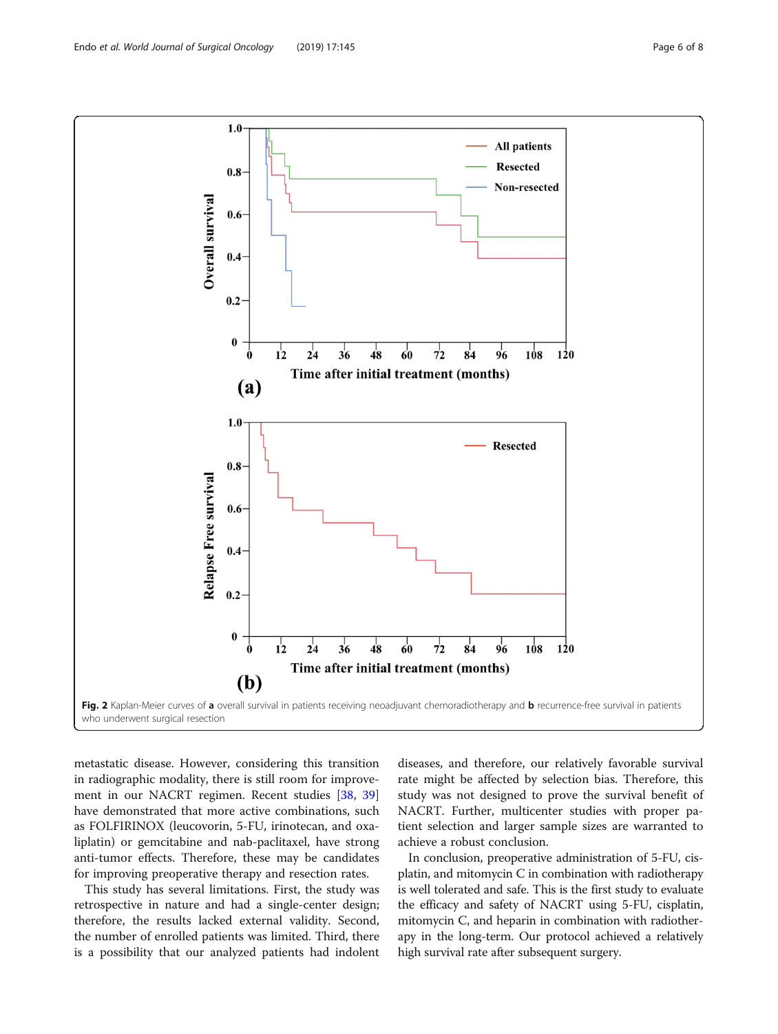**Fig. 2** Kaplan-Meier curves of **a** overall survival in patients receiving neoadjuvant chemoradiotherapy and **b** recurrence-free survival in patients who underwent surgical resection

metastatic disease. However, considering this transition in radiographic modality, there is still room for improvement in our NACRT regimen. Recent studies [38, 39] have demonstrated that more active combinations, such as FOLFIRINOX (leucovorin, 5-FU, irinotecan, and oxaliplatin) or gemcitabine and nab-paclitaxel, have strong anti-tumor effects. Therefore, these may be candidates for improving preoperative therapy and resection rates.

This study has several limitations. First, the study was retrospective in nature and had a single-center design; therefore, the results lacked external validity. Second, the number of enrolled patients was limited. Third, there is a possibility that our analyzed patients had indolent diseases, and therefore, our relatively favorable survival rate might be affected by selection bias. Therefore, this study was not designed to prove the survival benefit of NACRT. Further, multicenter studies with proper patient selection and larger sample sizes are warranted to achieve a robust conclusion.

In conclusion, preoperative administration of 5-FU, cisplatin, and mitomycin C in combination with radiotherapy is well tolerated and safe. This is the first study to evaluate the efficacy and safety of NACRT using 5-FU, cisplatin, mitomycin C, and heparin in combination with radiotherapy in the long-term. Our protocol achieved a relatively high survival rate after subsequent surgery.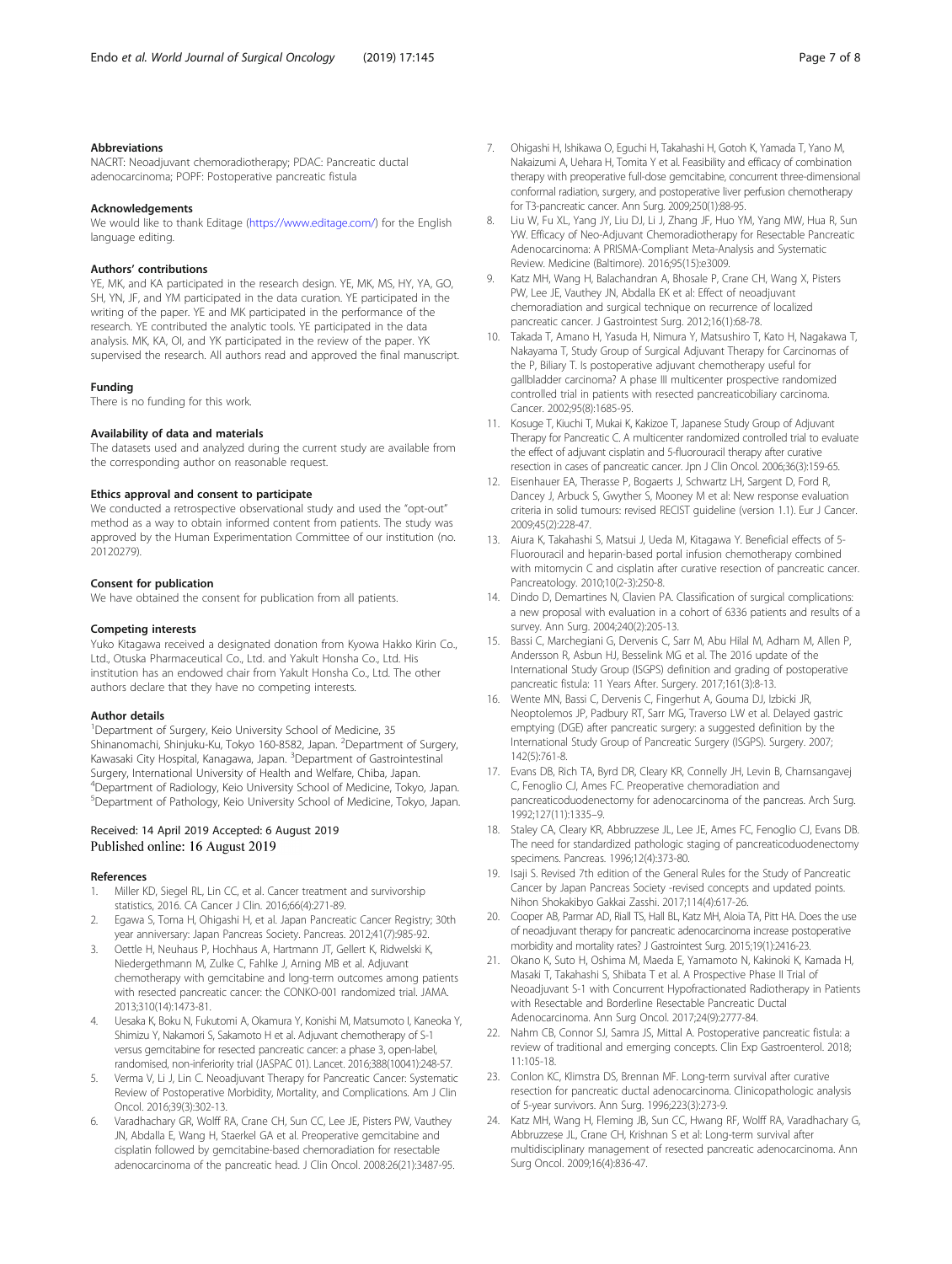### Abbreviations

NACRT: Neoadjuvant chemoradiotherapy; PDAC: Pancreatic ductal adenocarcinoma; POPF: Postoperative pancreatic fistula

### Acknowledgements

We would like to thank Editage (https://www.editage.com/) for the English language editing.

### Authors' contributions

YE, MK, and KA participated in the research design. YE, MK, MS, HY, YA, GO, SH, YN, JF, and YM participated in the data curation. YE participated in the writing of the paper. YE and MK participated in the performance of the research. YE contributed the analytic tools. YE participated in the data analysis. MK, KA, OI, and YK participated in the review of the paper. YK supervised the research. All authors read and approved the final manuscript.

### Funding

There is no funding for this work.

### Availability of data and materials

The datasets used and analyzed during the current study are available from the corresponding author on reasonable request.

### Ethics approval and consent to participate

We conducted a retrospective observational study and used the "opt-out" method as a way to obtain informed content from patients. The study was approved by the Human Experimentation Committee of our institution (no. 20120279).

### Consent for publication

We have obtained the consent for publication from all patients.

### Competing interests

Yuko Kitagawa received a designated donation from Kyowa Hakko Kirin Co., Ltd., Otuska Pharmaceutical Co., Ltd. and Yakult Honsha Co., Ltd. His institution has an endowed chair from Yakult Honsha Co., Ltd. The other authors declare that they have no competing interests.

### Author details

[1]Department of Surgery, Keio University School of Medicine, 35 Shinanomachi, Shinjuku-Ku, Tokyo 160-8582, Japan. [2]Department of Surgery, Kawasaki City Hospital, Kanagawa, Japan. [3]Department of Gastrointestinal Surgery, International University of Health and Welfare, Chiba, Japan. [4]Department of Radiology, Keio University School of Medicine, Tokyo, Japan. [5]Department of Pathology, Keio University School of Medicine, Tokyo, Japan.

Received: 14 April 2019 Accepted: 6 August 2019
Published online: 16 August 2019

### References

1. Miller KD, Siegel RL, Lin CC, et al. Cancer treatment and survivorship statistics, 2016. CA Cancer J Clin. 2016;66(4):271-89.
2. Egawa S, Toma H, Ohigashi H, et al. Japan Pancreatic Cancer Registry; 30th year anniversary: Japan Pancreas Society. Pancreas. 2012;41(7):985-92.
3. Oettle H, Neuhaus P, Hochhaus A, Hartmann JT, Gellert K, Ridwelski K, Niedergethmann M, Zulke C, Fahlke J, Arning MB et al. Adjuvant chemotherapy with gemcitabine and long-term outcomes among patients with resected pancreatic cancer: the CONKO-001 randomized trial. JAMA. 2013;310(14):1473-81.
4. Uesaka K, Boku N, Fukutomi A, Okamura Y, Konishi M, Matsumoto I, Kaneoka Y, Shimizu Y, Nakamori S, Sakamoto H et al. Adjuvant chemotherapy of S-1 versus gemcitabine for resected pancreatic cancer: a phase 3, open-label, randomised, non-inferiority trial (JASPAC 01). Lancet. 2016;388(10041):248-57.
5. Verma V, Li J, Lin C. Neoadjuvant Therapy for Pancreatic Cancer: Systematic Review of Postoperative Morbidity, Mortality, and Complications. Am J Clin Oncol. 2016;39(3):302-13.
6. Varadhachary GR, Wolff RA, Crane CH, Sun CC, Lee JE, Pisters PW, Vauthey JN, Abdalla E, Wang H, Staerkel GA et al. Preoperative gemcitabine and cisplatin followed by gemcitabine-based chemoradiation for resectable adenocarcinoma of the pancreatic head. J Clin Oncol. 2008;26(21):3487-95.
7. Ohigashi H, Ishikawa O, Eguchi H, Takahashi H, Gotoh K, Yamada T, Yano M, Nakaizumi A, Uehara H, Tomita Y et al. Feasibility and efficacy of combination therapy with preoperative full-dose gemcitabine, concurrent three-dimensional conformal radiation, surgery, and postoperative liver perfusion chemotherapy for T3-pancreatic cancer. Ann Surg. 2009;250(1):88-95.
8. Liu W, Fu XL, Yang JY, Liu DJ, Li J, Zhang JF, Huo YM, Yang MW, Hua R, Sun YW. Efficacy of Neo-Adjuvant Chemoradiotherapy for Resectable Pancreatic Adenocarcinoma: A PRISMA-Compliant Meta-Analysis and Systematic Review. Medicine (Baltimore). 2016;95(15):e3009.
9. Katz MH, Wang H, Balachandran A, Bhosale P, Crane CH, Wang X, Pisters PW, Lee JE, Vauthey JN, Abdalla EK et al: Effect of neoadjuvant chemoradiation and surgical technique on recurrence of localized pancreatic cancer. J Gastrointest Surg. 2012;16(1):68-78.
10. Takada T, Amano H, Yasuda H, Nimura Y, Matsushiro T, Kato H, Nagakawa T, Nakayama T, Study Group of Surgical Adjuvant Therapy for Carcinomas of the P, Biliary T. Is postoperative adjuvant chemotherapy useful for gallbladder carcinoma? A phase III multicenter prospective randomized controlled trial in patients with resected pancreaticobiliary carcinoma. Cancer. 2002;95(8):1685-95.
11. Kosuge T, Kiuchi T, Mukai K, Kakizoe T, Japanese Study Group of Adjuvant Therapy for Pancreatic C. A multicenter randomized controlled trial to evaluate the effect of adjuvant cisplatin and 5-fluorouracil therapy after curative resection in cases of pancreatic cancer. Jpn J Clin Oncol. 2006;36(3):159-65.
12. Eisenhauer EA, Therasse P, Bogaerts J, Schwartz LH, Sargent D, Ford R, Dancey J, Arbuck S, Gwyther S, Mooney M et al: New response evaluation criteria in solid tumours: revised RECIST guideline (version 1.1). Eur J Cancer. 2009;45(2):228-47.
13. Aiura K, Takahashi S, Matsui J, Ueda M, Kitagawa Y. Beneficial effects of 5-Fluorouracil and heparin-based portal infusion chemotherapy combined with mitomycin C and cisplatin after curative resection of pancreatic cancer. Pancreatology. 2010;10(2-3):250-8.
14. Dindo D, Demartines N, Clavien PA. Classification of surgical complications: a new proposal with evaluation in a cohort of 6336 patients and results of a survey. Ann Surg. 2004;240(2):205-13.
15. Bassi C, Marchegiani G, Dervenis C, Sarr M, Abu Hilal M, Adham M, Allen P, Andersson R, Asbun HJ, Besselink MG et al. The 2016 update of the International Study Group (ISGPS) definition and grading of postoperative pancreatic fistula: 11 Years After. Surgery. 2017;161(3):8-13.
16. Wente MN, Bassi C, Dervenis C, Fingerhut A, Gouma DJ, Izbicki JR, Neoptolemos JP, Padbury RT, Sarr MG, Traverso LW et al. Delayed gastric emptying (DGE) after pancreatic surgery: a suggested definition by the International Study Group of Pancreatic Surgery (ISGPS). Surgery. 2007; 142(5):761-8.
17. Evans DB, Rich TA, Byrd DR, Cleary KR, Connelly JH, Levin B, Charnsangavej C, Fenoglio CJ, Ames FC. Preoperative chemoradiation and pancreaticoduodenectomy for adenocarcinoma of the pancreas. Arch Surg. 1992;127(11):1335–9.
18. Staley CA, Cleary KR, Abbruzzese JL, Lee JE, Ames FC, Fenoglio CJ, Evans DB. The need for standardized pathologic staging of pancreaticoduodenectomy specimens. Pancreas. 1996;12(4):373-80.
19. Isaji S. Revised 7th edition of the General Rules for the Study of Pancreatic Cancer by Japan Pancreas Society -revised concepts and updated points. Nihon Shokakibyo Gakkai Zasshi. 2017;114(4):617-26.
20. Cooper AB, Parmar AD, Riall TS, Hall BL, Katz MH, Aloia TA, Pitt HA. Does the use of neoadjuvant therapy for pancreatic adenocarcinoma increase postoperative morbidity and mortality rates? J Gastrointest Surg. 2015;19(1):2416-23.
21. Okano K, Suto H, Oshima M, Maeda E, Yamamoto N, Kakinoki K, Kamada H, Masaki T, Takahashi S, Shibata T et al. A Prospective Phase II Trial of Neoadjuvant S-1 with Concurrent Hypofractionated Radiotherapy in Patients with Resectable and Borderline Resectable Pancreatic Ductal Adenocarcinoma. Ann Surg Oncol. 2017;24(9):2777-84.
22. Nahm CB, Connor SJ, Samra JS, Mittal A. Postoperative pancreatic fistula: a review of traditional and emerging concepts. Clin Exp Gastroenterol. 2018; 11:105-18.
23. Conlon KC, Klimstra DS, Brennan MF. Long-term survival after curative resection for pancreatic ductal adenocarcinoma. Clinicopathologic analysis of 5-year survivors. Ann Surg. 1996;223(3):273-9.
24. Katz MH, Wang H, Fleming JB, Sun CC, Hwang RF, Wolff RA, Varadhachary G, Abbruzzese JL, Crane CH, Krishnan S et al: Long-term survival after multidisciplinary management of resected pancreatic adenocarcinoma. Ann Surg Oncol. 2009;16(4):836-47.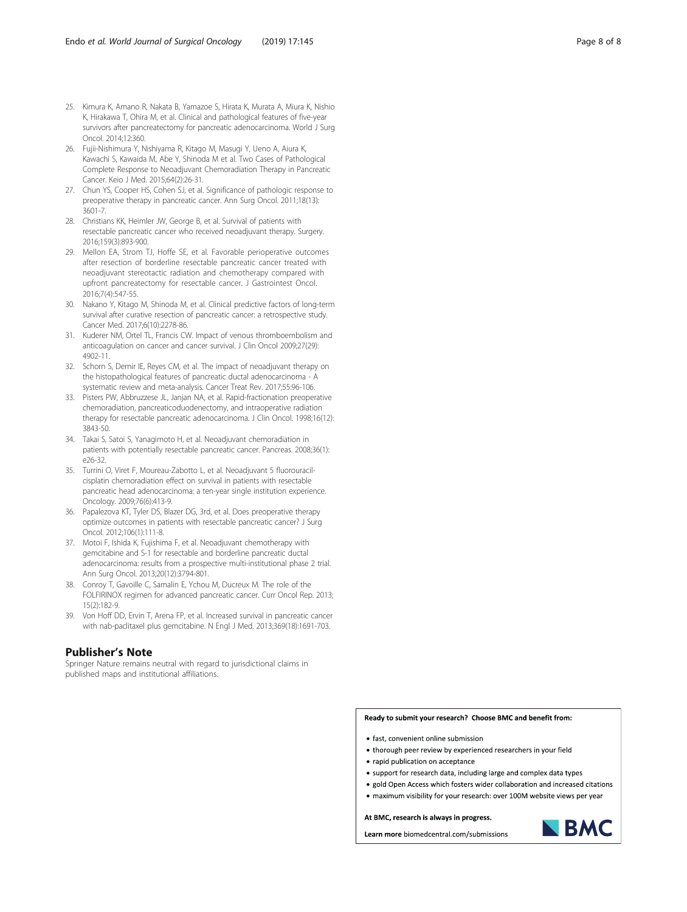25. Kimura K, Amano R, Nakata B, Yamazoe S, Hirata K, Murata A, Miura K, Nishio K, Hirakawa T, Ohira M, et al. Clinical and pathological features of five-year survivors after pancreatectomy for pancreatic adenocarcinoma. World J Surg Oncol. 2014;12:360.
26. Fujii-Nishimura Y, Nishiyama R, Kitago M, Masugi Y, Ueno A, Aiura K, Kawachi S, Kawaida M, Abe Y, Shinoda M et al. Two Cases of Pathological Complete Response to Neoadjuvant Chemoradiation Therapy in Pancreatic Cancer. Keio J Med. 2015;64(2):26-31.
27. Chun YS, Cooper HS, Cohen SJ, et al. Significance of pathologic response to preoperative therapy in pancreatic cancer. Ann Surg Oncol. 2011;18(13): 3601-7.
28. Christians KK, Heimler JW, George B, et al. Survival of patients with resectable pancreatic cancer who received neoadjuvant therapy. Surgery. 2016;159(3):893-900.
29. Mellon EA, Strom TJ, Hoffe SE, et al. Favorable perioperative outcomes after resection of borderline resectable pancreatic cancer treated with neoadjuvant stereotactic radiation and chemotherapy compared with upfront pancreatectomy for resectable cancer. J Gastrointest Oncol. 2016;7(4):547-55.
30. Nakano Y, Kitago M, Shinoda M, et al. Clinical predictive factors of long-term survival after curative resection of pancreatic cancer: a retrospective study. Cancer Med. 2017;6(10):2278-86.
31. Kuderer NM, Ortel TL, Francis CW. Impact of venous thromboembolism and anticoagulation on cancer and cancer survival. J Clin Oncol 2009;27(29): 4902-11.
32. Schorn S, Demir IE, Reyes CM, et al. The impact of neoadjuvant therapy on the histopathological features of pancreatic ductal adenocarcinoma - A systematic review and meta-analysis. Cancer Treat Rev. 2017;55:96-106.
33. Pisters PW, Abbruzzese JL, Janjan NA, et al. Rapid-fractionation preoperative chemoradiation, pancreaticoduodenectomy, and intraoperative radiation therapy for resectable pancreatic adenocarcinoma. J Clin Oncol. 1998;16(12): 3843-50.
34. Takai S, Satoi S, Yanagimoto H, et al. Neoadjuvant chemoradiation in patients with potentially resectable pancreatic cancer. Pancreas. 2008;36(1): e26-32.
35. Turrini O, Viret F, Moureau-Zabotto L, et al. Neoadjuvant 5 fluorouracil-cisplatin chemoradiation effect on survival in patients with resectable pancreatic head adenocarcinoma: a ten-year single institution experience. Oncology. 2009;76(6):413-9.
36. Papalezova KT, Tyler DS, Blazer DG, 3rd, et al. Does preoperative therapy optimize outcomes in patients with resectable pancreatic cancer? J Surg Oncol. 2012;106(1):111-8.
37. Motoi F, Ishida K, Fujishima F, et al. Neoadjuvant chemotherapy with gemcitabine and S-1 for resectable and borderline pancreatic ductal adenocarcinoma: results from a prospective multi-institutional phase 2 trial. Ann Surg Oncol. 2013;20(12):3794-801.
38. Conroy T, Gavoille C, Samalin E, Ychou M, Ducreux M. The role of the FOLFIRINOX regimen for advanced pancreatic cancer. Curr Oncol Rep. 2013; 15(2):182-9.
39. Von Hoff DD, Ervin T, Arena FP, et al. Increased survival in pancreatic cancer with nab-paclitaxel plus gemcitabine. N Engl J Med. 2013;369(18):1691-703.

## Publisher's Note

Springer Nature remains neutral with regard to jurisdictional claims in published maps and institutional affiliations.

**Ready to submit your research? Choose BMC and benefit from:**

- fast, convenient online submission
- thorough peer review by experienced researchers in your field
- rapid publication on acceptance
- support for research data, including large and complex data types
- gold Open Access which fosters wider collaboration and increased citations
- maximum visibility for your research: over 100M website views per year

**At BMC, research is always in progress.**

**Learn more** biomedcentral.com/submissions

BMC